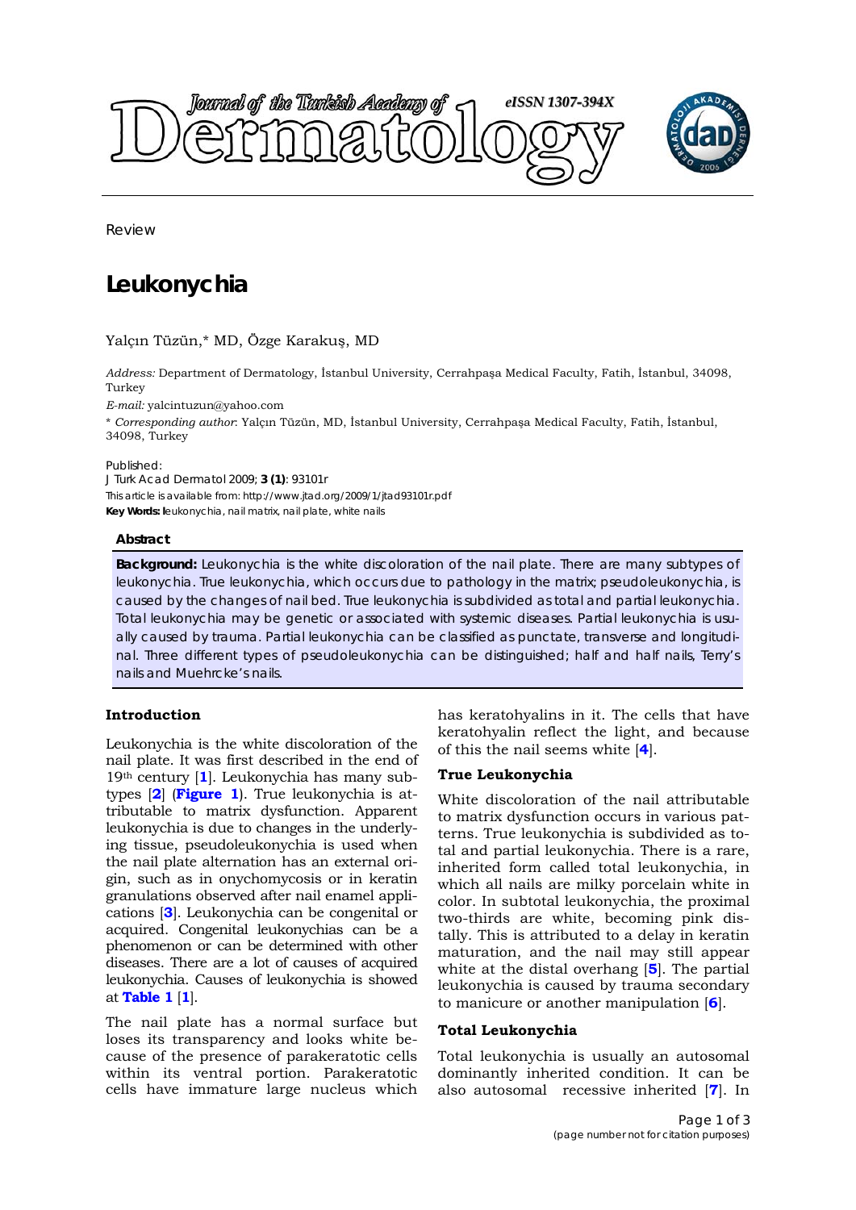Review

# Leukonychia

Yalçın Tüzün,* MD, Özge Karakuş, MD

*Address:* Department of Dermatology, İstanbul University, Cerrahpaşa Medical Faculty, Fatih, İstanbul, 34098, Turkey

*E-mail:* yalcintuzun@yahoo.com

* *Corresponding author*: Yalçın Tüzün, MD, İstanbul University, Cerrahpaşa Medical Faculty, Fatih, İstanbul, 34098, Turkey

Published:
J Turk Acad Dermatol 2009; **3 (1)**: 93101r
This article is available from: http://www.jtad.org/2009/1/jtad93101r.pdf
**Key Words:** leukonychia, nail matrix, nail plate, white nails

## Abstract

**Background:** Leukonychia is the white discoloration of the nail plate. There are many subtypes of leukonychia. True leukonychia, which occurs due to pathology in the matrix; pseudoleukonychia, is caused by the changes of nail bed. True leukonychia is subdivided as total and partial leukonychia. Total leukonychia may be genetic or associated with systemic diseases. Partial leukonychia is usually caused by trauma. Partial leukonychia can be classified as punctate, transverse and longitudinal. Three different types of pseudoleukonychia can be distinguished; half and half nails, Terry's nails and Muehrcke's nails.

## Introduction

Leukonychia is the white discoloration of the nail plate. It was first described in the end of 19th century [1]. Leukonychia has many subtypes [2] (**Figure 1**). True leukonychia is attributable to matrix dysfunction. Apparent leukonychia is due to changes in the underlying tissue, pseudoleukonychia is used when the nail plate alternation has an external origin, such as in onychomycosis or in keratin granulations observed after nail enamel applications [3]. Leukonychia can be congenital or acquired. Congenital leukonychias can be a phenomenon or can be determined with other diseases. There are a lot of causes of acquired leukonychia. Causes of leukonychia is showed at **Table 1** [1].

The nail plate has a normal surface but loses its transparency and looks white because of the presence of parakeratotic cells within its ventral portion. Parakeratotic cells have immature large nucleus which has keratohyalins in it. The cells that have keratohyalin reflect the light, and because of this the nail seems white [4].

### True Leukonychia

White discoloration of the nail attributable to matrix dysfunction occurs in various patterns. True leukonychia is subdivided as total and partial leukonychia. There is a rare, inherited form called total leukonychia, in which all nails are milky porcelain white in color. In subtotal leukonychia, the proximal two-thirds are white, becoming pink distally. This is attributed to a delay in keratin maturation, and the nail may still appear white at the distal overhang [5]. The partial leukonychia is caused by trauma secondary to manicure or another manipulation [6].

### Total Leukonychia

Total leukonychia is usually an autosomal dominantly inherited condition. It can be also autosomal recessive inherited [7]. In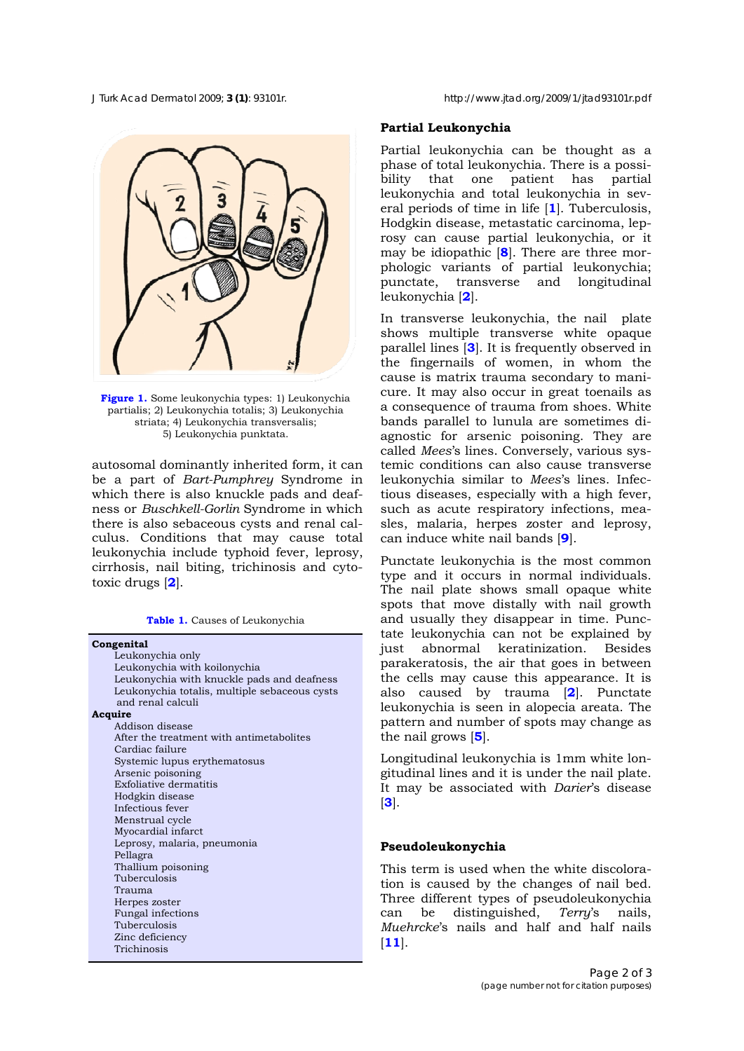**Figure 1.** Some leukonychia types: 1) Leukonychia partialis; 2) Leukonychia totalis; 3) Leukonychia striata; 4) Leukonychia transversalis; 5) Leukonychia punktata.

autosomal dominantly inherited form, it can be a part of *Bart-Pumphrey* Syndrome in which there is also knuckle pads and deafness or *Buschkell-Gorlin* Syndrome in which there is also sebaceous cysts and renal calculus. Conditions that may cause total leukonychia include typhoid fever, leprosy, cirrhosis, nail biting, trichinosis and cytotoxic drugs [2].

**Table 1.** Causes of Leukonychia

| **Congenital** |
|---|
| Leukonychia only |
| Leukonychia with koilonychia |
| Leukonychia with knuckle pads and deafness |
| Leukonychia totalis, multiple sebaceous cysts and renal calculi |
| **Acquire** |
| Addison disease |
| After the treatment with antimetabolites |
| Cardiac failure |
| Systemic lupus erythematosus |
| Arsenic poisoning |
| Exfoliative dermatitis |
| Hodgkin disease |
| Infectious fever |
| Menstrual cycle |
| Myocardial infarct |
| Leprosy, malaria, pneumonia |
| Pellagra |
| Thallium poisoning |
| Tuberculosis |
| Trauma |
| Herpes zoster |
| Fungal infections |
| Tuberculosis |
| Zinc deficiency |
| Trichinosis |

### Partial Leukonychia

Partial leukonychia can be thought as a phase of total leukonychia. There is a possibility that one patient has partial leukonychia and total leukonychia in several periods of time in life [1]. Tuberculosis, Hodgkin disease, metastatic carcinoma, leprosy can cause partial leukonychia, or it may be idiopathic [8]. There are three morphologic variants of partial leukonychia; punctate, transverse and longitudinal leukonychia [2].

In transverse leukonychia, the nail plate shows multiple transverse white opaque parallel lines [3]. It is frequently observed in the fingernails of women, in whom the cause is matrix trauma secondary to manicure. It may also occur in great toenails as a consequence of trauma from shoes. White bands parallel to lunula are sometimes diagnostic for arsenic poisoning. They are called *Mees*'s lines. Conversely, various systemic conditions can also cause transverse leukonychia similar to *Mees*'s lines. Infectious diseases, especially with a high fever, such as acute respiratory infections, measles, malaria, herpes zoster and leprosy, can induce white nail bands [9].

Punctate leukonychia is the most common type and it occurs in normal individuals. The nail plate shows small opaque white spots that move distally with nail growth and usually they disappear in time. Punctate leukonychia can not be explained by just abnormal keratinization. Besides parakeratosis, the air that goes in between the cells may cause this appearance. It is also caused by trauma [2]. Punctate leukonychia is seen in alopecia areata. The pattern and number of spots may change as the nail grows [5].

Longitudinal leukonychia is 1mm white longitudinal lines and it is under the nail plate. It may be associated with *Darier*'s disease [3].

### Pseudoleukonychia

This term is used when the white discoloration is caused by the changes of nail bed. Three different types of pseudoleukonychia can be distinguished, *Terry*'s nails, *Muehrcke*'s nails and half and half nails [11].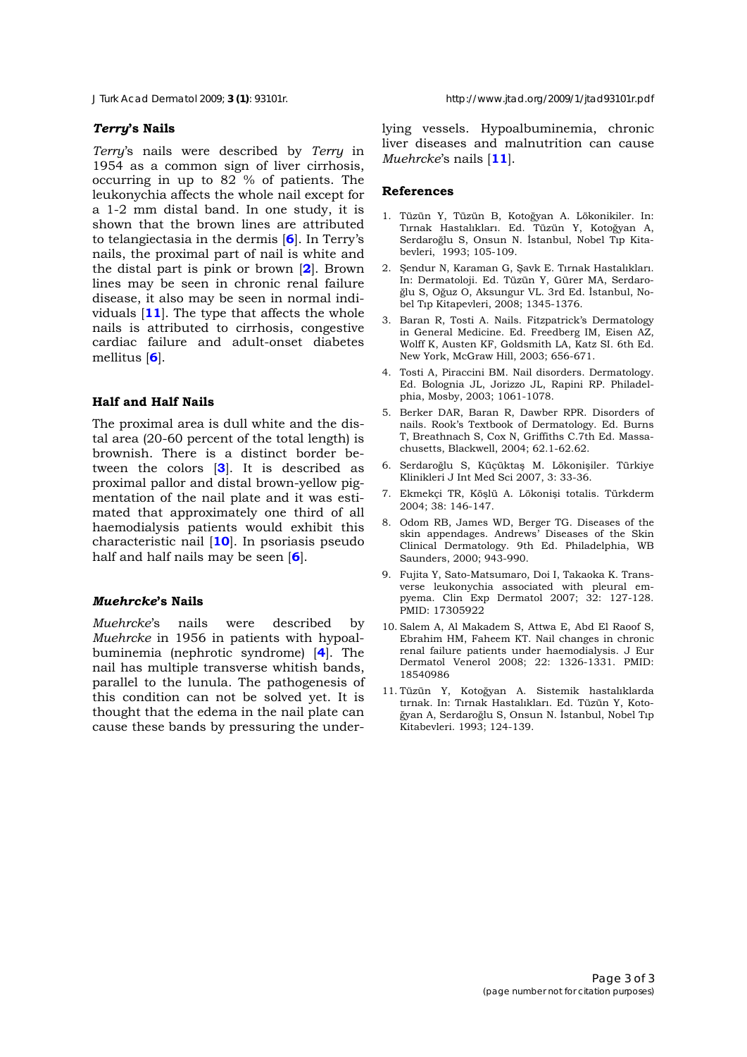### *Terry*'s Nails

*Terry*'s nails were described by *Terry* in 1954 as a common sign of liver cirrhosis, occurring in up to 82 % of patients. The leukonychia affects the whole nail except for a 1-2 mm distal band. In one study, it is shown that the brown lines are attributed to telangiectasia in the dermis [6]. In Terry's nails, the proximal part of nail is white and the distal part is pink or brown [2]. Brown lines may be seen in chronic renal failure disease, it also may be seen in normal individuals [11]. The type that affects the whole nails is attributed to cirrhosis, congestive cardiac failure and adult-onset diabetes mellitus [6].

### Half and Half Nails

The proximal area is dull white and the distal area (20-60 percent of the total length) is brownish. There is a distinct border between the colors [3]. It is described as proximal pallor and distal brown-yellow pigmentation of the nail plate and it was estimated that approximately one third of all haemodialysis patients would exhibit this characteristic nail [10]. In psoriasis pseudo half and half nails may be seen [6].

### *Muehrcke*'s Nails

*Muehrcke*'s nails were described by *Muehrcke* in 1956 in patients with hypoalbuminemia (nephrotic syndrome) [4]. The nail has multiple transverse whitish bands, parallel to the lunula. The pathogenesis of this condition can not be solved yet. It is thought that the edema in the nail plate can cause these bands by pressuring the underlying vessels. Hypoalbuminemia, chronic liver diseases and malnutrition can cause *Muehrcke*'s nails [11].

## References

1. Tüzün Y, Tüzün B, Kotoğyan A. Lökonikiler. In: Tırnak Hastalıkları. Ed. Tüzün Y, Kotoğyan A, Serdaroğlu S, Onsun N. İstanbul, Nobel Tıp Kitabevleri, 1993; 105-109.
2. Şendur N, Karaman G, Şavk E. Tırnak Hastalıkları. In: Dermatoloji. Ed. Tüzün Y, Gürer MA, Serdaroğlu S, Oğuz O, Aksungur VL. 3rd Ed. İstanbul, Nobel Tıp Kitapevleri, 2008; 1345-1376.
3. Baran R, Tosti A. Nails. Fitzpatrick's Dermatology in General Medicine. Ed. Freedberg IM, Eisen AZ, Wolff K, Austen KF, Goldsmith LA, Katz SI. 6th Ed. New York, McGraw Hill, 2003; 656-671.
4. Tosti A, Piraccini BM. Nail disorders. Dermatology. Ed. Bolognia JL, Jorizzo JL, Rapini RP. Philadelphia, Mosby, 2003; 1061-1078.
5. Berker DAR, Baran R, Dawber RPR. Disorders of nails. Rook's Textbook of Dermatology. Ed. Burns T, Breathnach S, Cox N, Griffiths C.7th Ed. Massachusetts, Blackwell, 2004; 62.1-62.62.
6. Serdaroğlu S, Küçüktaş M. Lökonişiler. Türkiye Klinikleri J Int Med Sci 2007, 3: 33-36.
7. Ekmekçi TR, Köşlü A. Lökonişi totalis. Türkderm 2004; 38: 146-147.
8. Odom RB, James WD, Berger TG. Diseases of the skin appendages. Andrews' Diseases of the Skin Clinical Dermatology. 9th Ed. Philadelphia, WB Saunders, 2000; 943-990.
9. Fujita Y, Sato-Matsumaro, Doi I, Takaoka K. Transverse leukonychia associated with pleural empyema. Clin Exp Dermatol 2007; 32: 127-128. PMID: 17305922
10. Salem A, Al Makadem S, Attwa E, Abd El Raoof S, Ebrahim HM, Faheem KT. Nail changes in chronic renal failure patients under haemodialysis. J Eur Dermatol Venerol 2008; 22: 1326-1331. PMID: 18540986
11. Tüzün Y, Kotoğyan A. Sistemik hastalıklarda tırnak. In: Tırnak Hastalıkları. Ed. Tüzün Y, Kotoğyan A, Serdaroğlu S, Onsun N. İstanbul, Nobel Tıp Kitabevleri. 1993; 124-139.